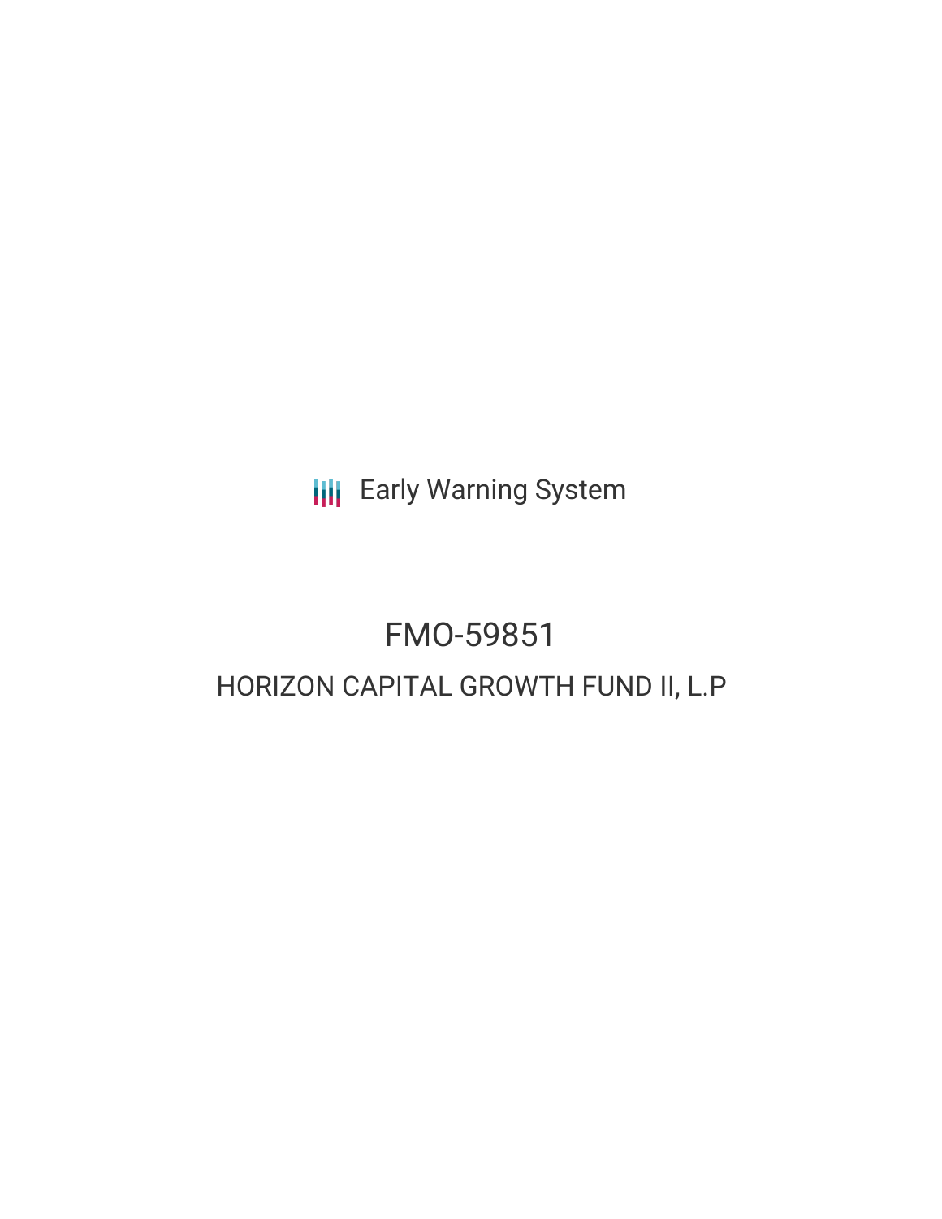Early Warning System

# FMO-59851

## HORIZON CAPITAL GROWTH FUND II, L.P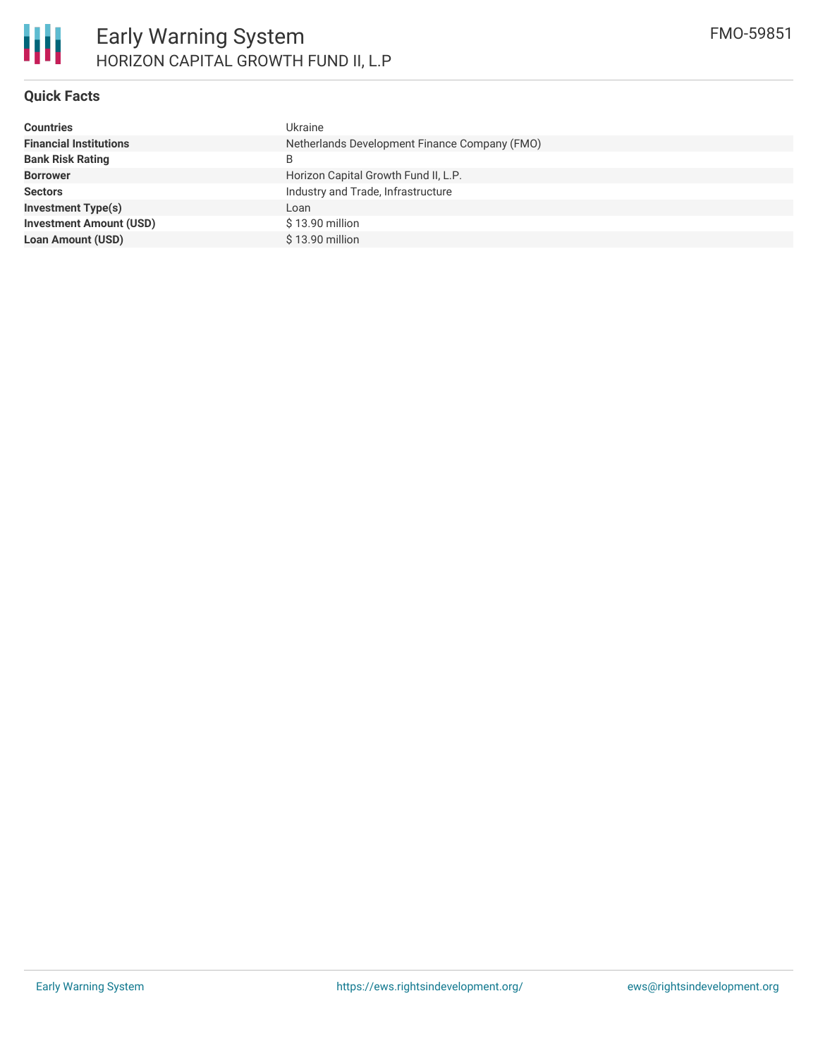## Quick Facts

| | |
|---|---|
| **Countries** | Ukraine |
| **Financial Institutions** | Netherlands Development Finance Company (FMO) |
| **Bank Risk Rating** | B |
| **Borrower** | Horizon Capital Growth Fund II, L.P. |
| **Sectors** | Industry and Trade, Infrastructure |
| **Investment Type(s)** | Loan |
| **Investment Amount (USD)** | $ 13.90 million |
| **Loan Amount (USD)** | $ 13.90 million |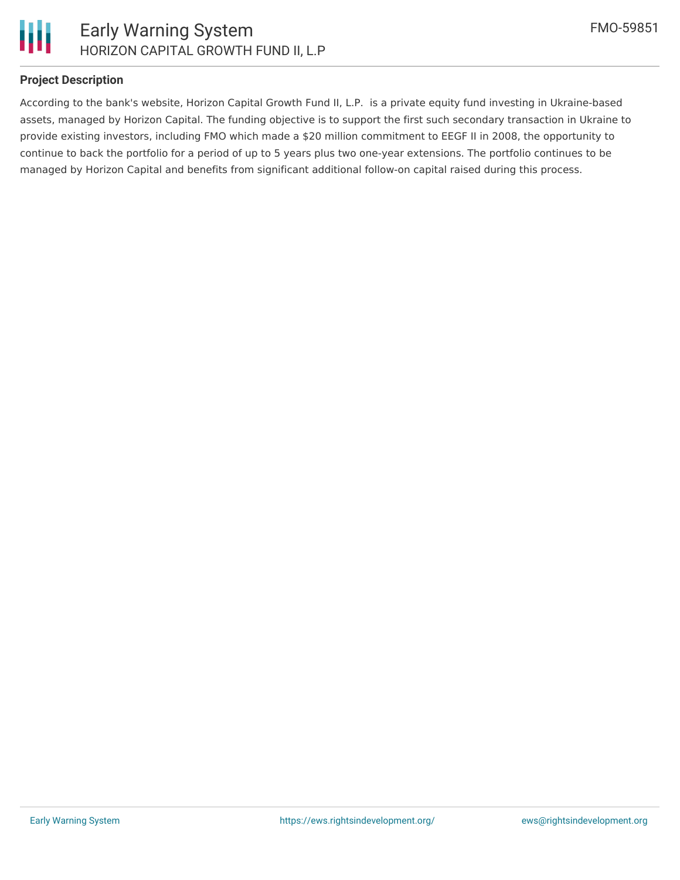## Project Description

According to the bank's website, Horizon Capital Growth Fund II, L.P.  is a private equity fund investing in Ukraine-based assets, managed by Horizon Capital. The funding objective is to support the first such secondary transaction in Ukraine to provide existing investors, including FMO which made a $20 million commitment to EEGF II in 2008, the opportunity to continue to back the portfolio for a period of up to 5 years plus two one-year extensions. The portfolio continues to be managed by Horizon Capital and benefits from significant additional follow-on capital raised during this process.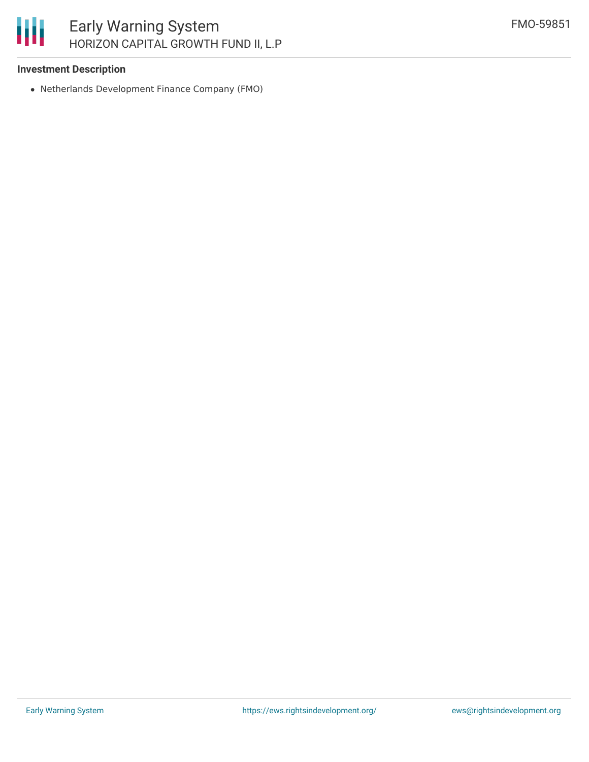## Investment Description

- Netherlands Development Finance Company (FMO)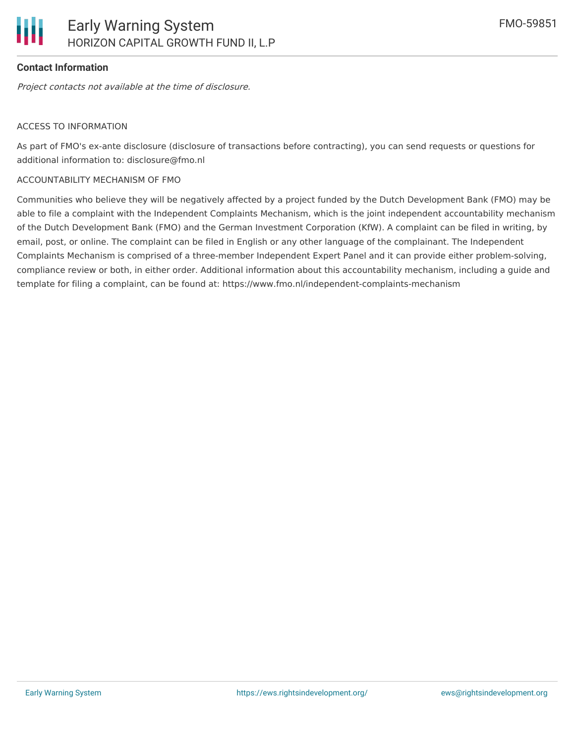**Contact Information**

*Project contacts not available at the time of disclosure.*

ACCESS TO INFORMATION

As part of FMO's ex-ante disclosure (disclosure of transactions before contracting), you can send requests or questions for additional information to: disclosure@fmo.nl

ACCOUNTABILITY MECHANISM OF FMO

Communities who believe they will be negatively affected by a project funded by the Dutch Development Bank (FMO) may be able to file a complaint with the Independent Complaints Mechanism, which is the joint independent accountability mechanism of the Dutch Development Bank (FMO) and the German Investment Corporation (KfW). A complaint can be filed in writing, by email, post, or online. The complaint can be filed in English or any other language of the complainant. The Independent Complaints Mechanism is comprised of a three-member Independent Expert Panel and it can provide either problem-solving, compliance review or both, in either order. Additional information about this accountability mechanism, including a guide and template for filing a complaint, can be found at: https://www.fmo.nl/independent-complaints-mechanism